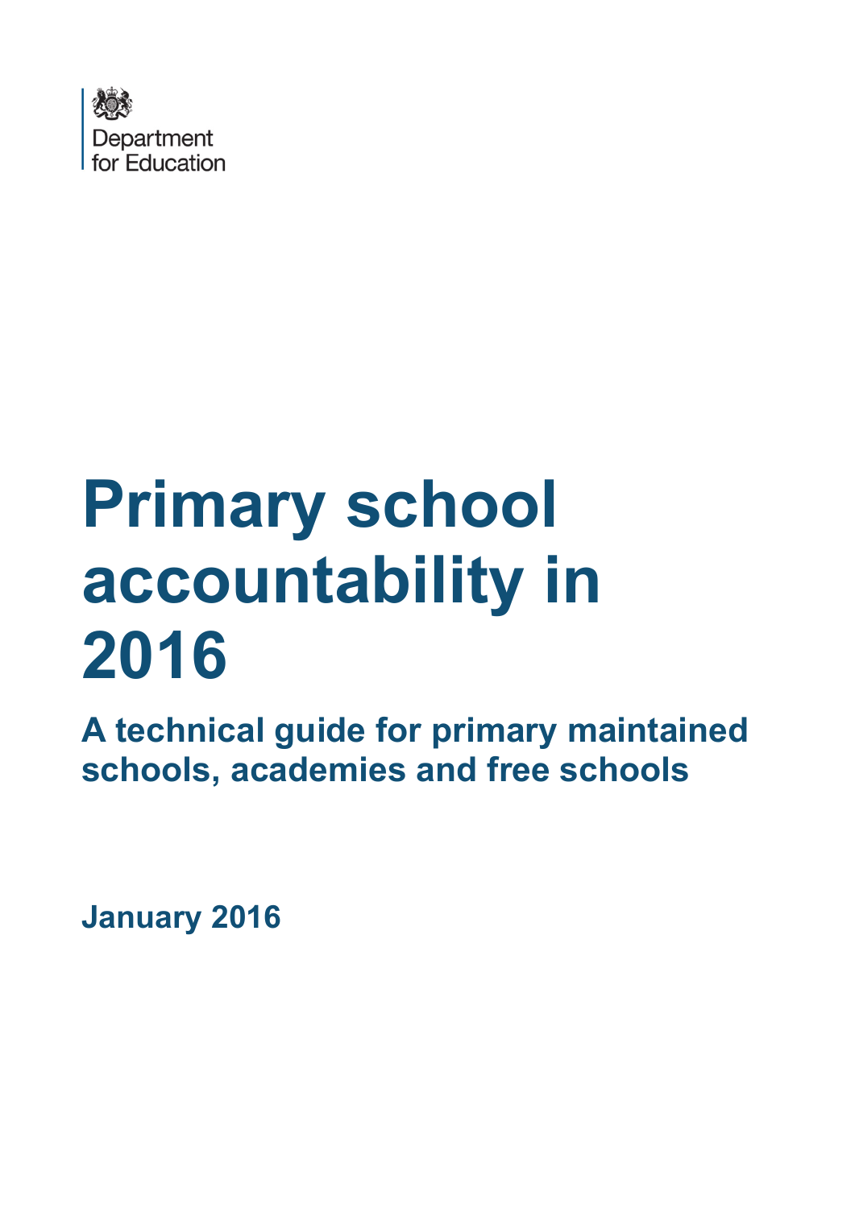Department for Education

# Primary school accountability in 2016

## A technical guide for primary maintained schools, academies and free schools

**January 2016**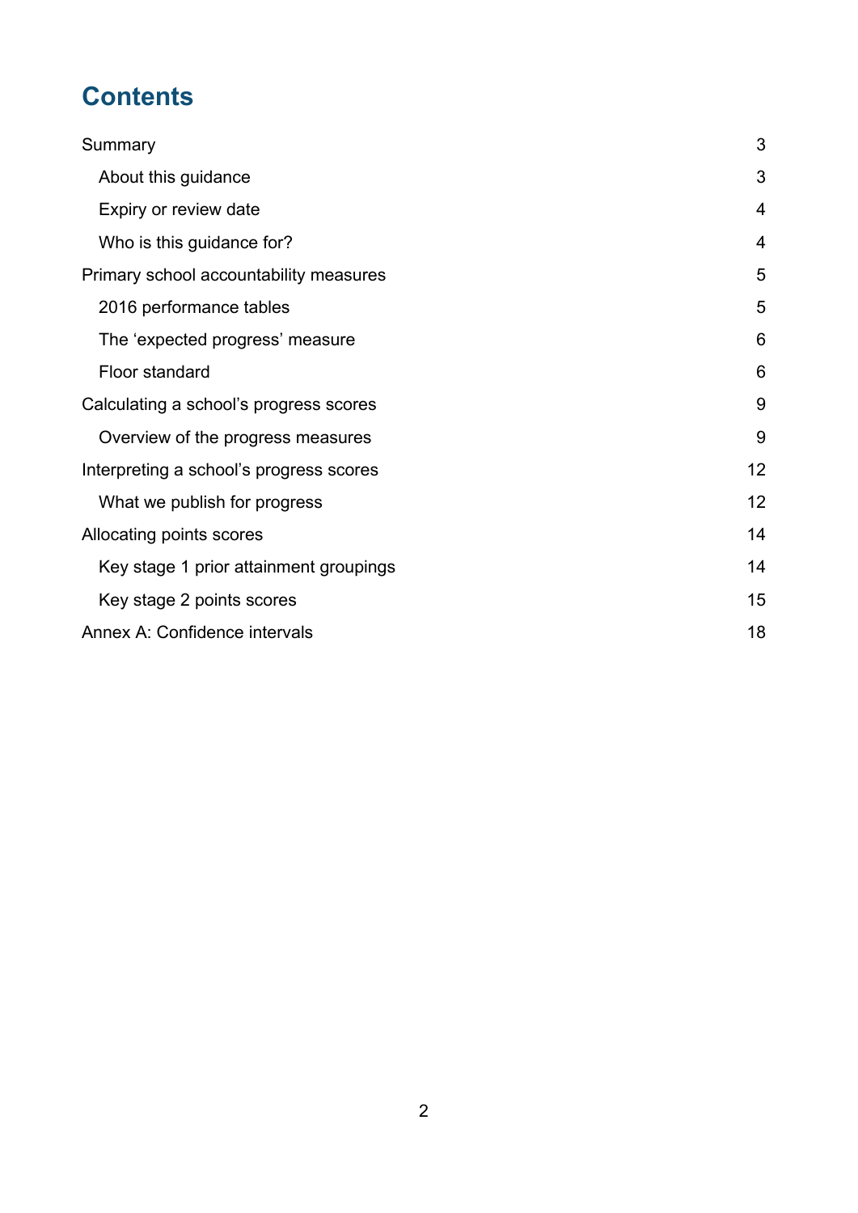# Contents

| | |
|---|---|
| Summary | 3 |
| About this guidance | 3 |
| Expiry or review date | 4 |
| Who is this guidance for? | 4 |
| Primary school accountability measures | 5 |
| 2016 performance tables | 5 |
| The 'expected progress' measure | 6 |
| Floor standard | 6 |
| Calculating a school's progress scores | 9 |
| Overview of the progress measures | 9 |
| Interpreting a school's progress scores | 12 |
| What we publish for progress | 12 |
| Allocating points scores | 14 |
| Key stage 1 prior attainment groupings | 14 |
| Key stage 2 points scores | 15 |
| Annex A: Confidence intervals | 18 |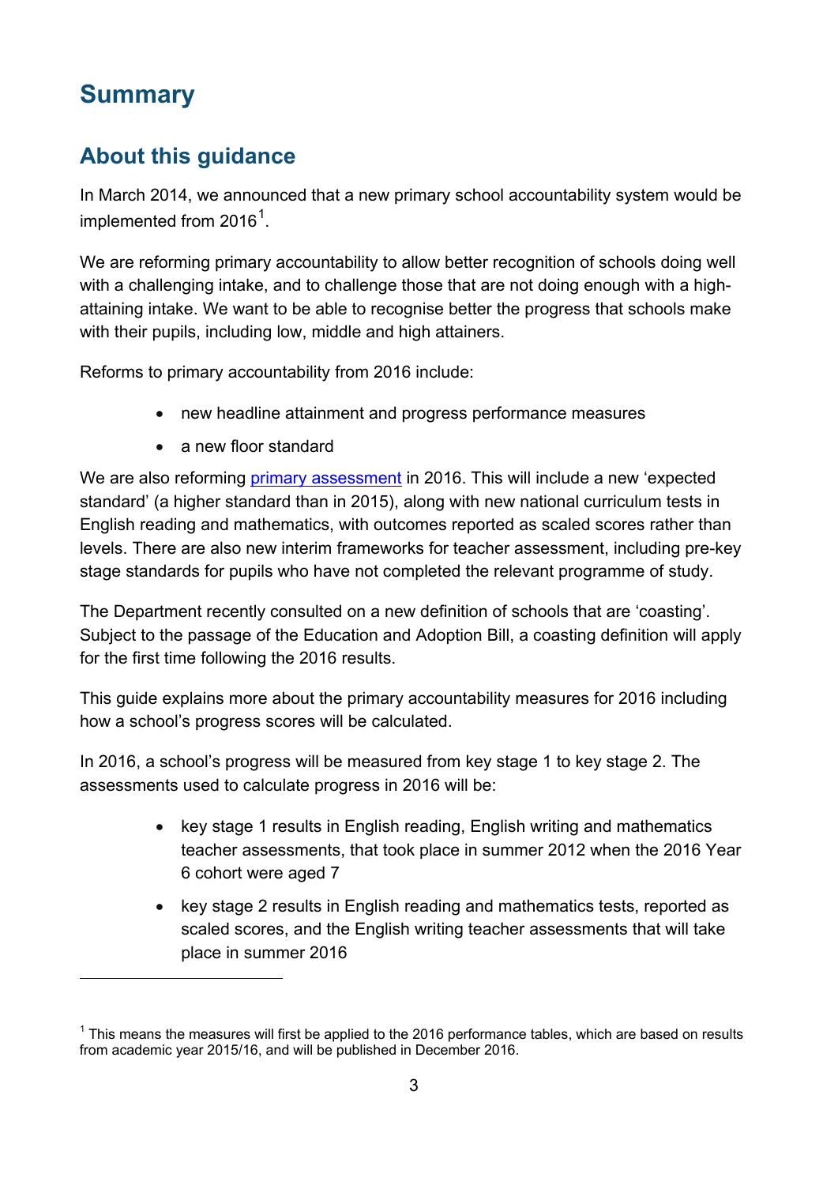# Summary

## About this guidance

In March 2014, we announced that a new primary school accountability system would be implemented from 2016[1].

We are reforming primary accountability to allow better recognition of schools doing well with a challenging intake, and to challenge those that are not doing enough with a high-attaining intake. We want to be able to recognise better the progress that schools make with their pupils, including low, middle and high attainers.

Reforms to primary accountability from 2016 include:

- new headline attainment and progress performance measures
- a new floor standard

We are also reforming [primary assessment](#) in 2016. This will include a new 'expected standard' (a higher standard than in 2015), along with new national curriculum tests in English reading and mathematics, with outcomes reported as scaled scores rather than levels. There are also new interim frameworks for teacher assessment, including pre-key stage standards for pupils who have not completed the relevant programme of study.

The Department recently consulted on a new definition of schools that are 'coasting'. Subject to the passage of the Education and Adoption Bill, a coasting definition will apply for the first time following the 2016 results.

This guide explains more about the primary accountability measures for 2016 including how a school's progress scores will be calculated.

In 2016, a school's progress will be measured from key stage 1 to key stage 2. The assessments used to calculate progress in 2016 will be:

- key stage 1 results in English reading, English writing and mathematics teacher assessments, that took place in summer 2012 when the 2016 Year 6 cohort were aged 7
- key stage 2 results in English reading and mathematics tests, reported as scaled scores, and the English writing teacher assessments that will take place in summer 2016

---

[1] This means the measures will first be applied to the 2016 performance tables, which are based on results from academic year 2015/16, and will be published in December 2016.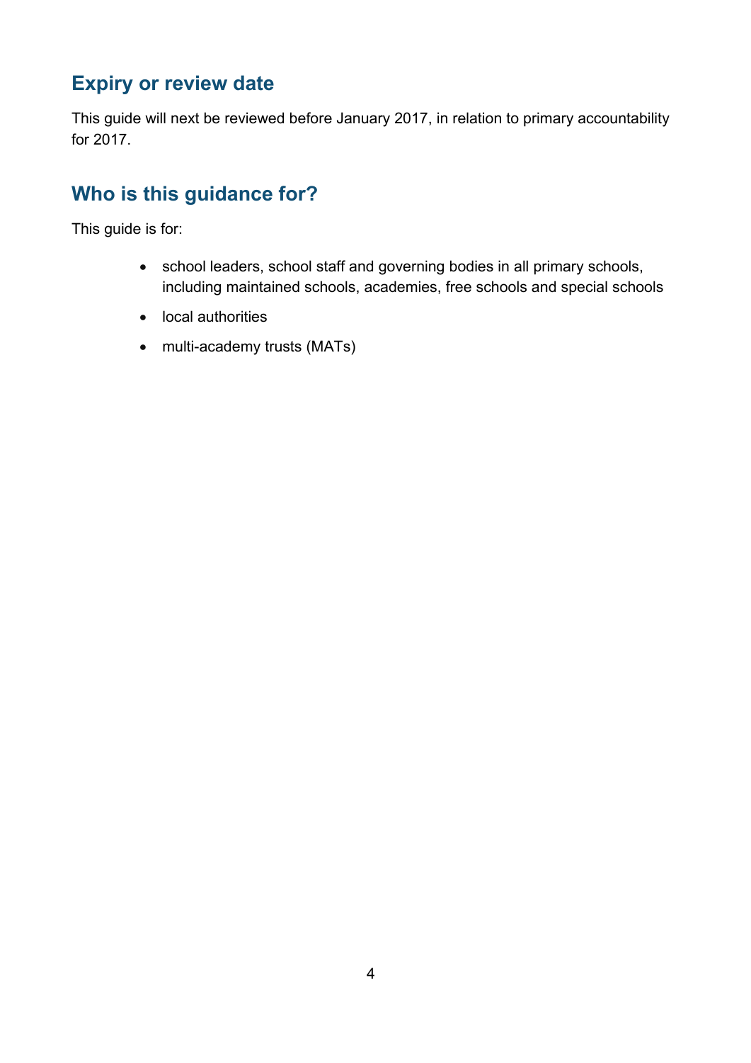## Expiry or review date

This guide will next be reviewed before January 2017, in relation to primary accountability for 2017.

## Who is this guidance for?

This guide is for:

- school leaders, school staff and governing bodies in all primary schools, including maintained schools, academies, free schools and special schools
- local authorities
- multi-academy trusts (MATs)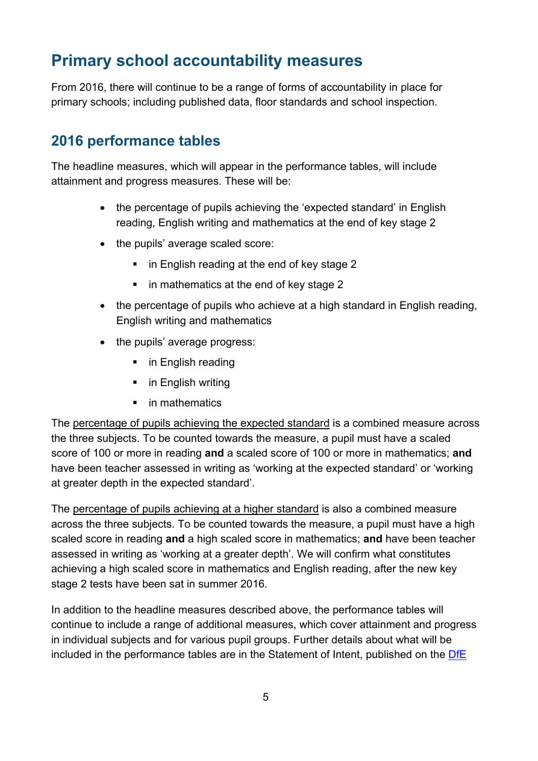# Primary school accountability measures

From 2016, there will continue to be a range of forms of accountability in place for primary schools; including published data, floor standards and school inspection.

## 2016 performance tables

The headline measures, which will appear in the performance tables, will include attainment and progress measures. These will be:

- the percentage of pupils achieving the 'expected standard' in English reading, English writing and mathematics at the end of key stage 2
- the pupils' average scaled score:
  - in English reading at the end of key stage 2
  - in mathematics at the end of key stage 2
- the percentage of pupils who achieve at a high standard in English reading, English writing and mathematics
- the pupils' average progress:
  - in English reading
  - in English writing
  - in mathematics

The percentage of pupils achieving the expected standard is a combined measure across the three subjects. To be counted towards the measure, a pupil must have a scaled score of 100 or more in reading **and** a scaled score of 100 or more in mathematics; **and** have been teacher assessed in writing as 'working at the expected standard' or 'working at greater depth in the expected standard'.

The percentage of pupils achieving at a higher standard is also a combined measure across the three subjects. To be counted towards the measure, a pupil must have a high scaled score in reading **and** a high scaled score in mathematics; **and** have been teacher assessed in writing as 'working at a greater depth'. We will confirm what constitutes achieving a high scaled score in mathematics and English reading, after the new key stage 2 tests have been sat in summer 2016.

In addition to the headline measures described above, the performance tables will continue to include a range of additional measures, which cover attainment and progress in individual subjects and for various pupil groups. Further details about what will be included in the performance tables are in the Statement of Intent, published on the DfE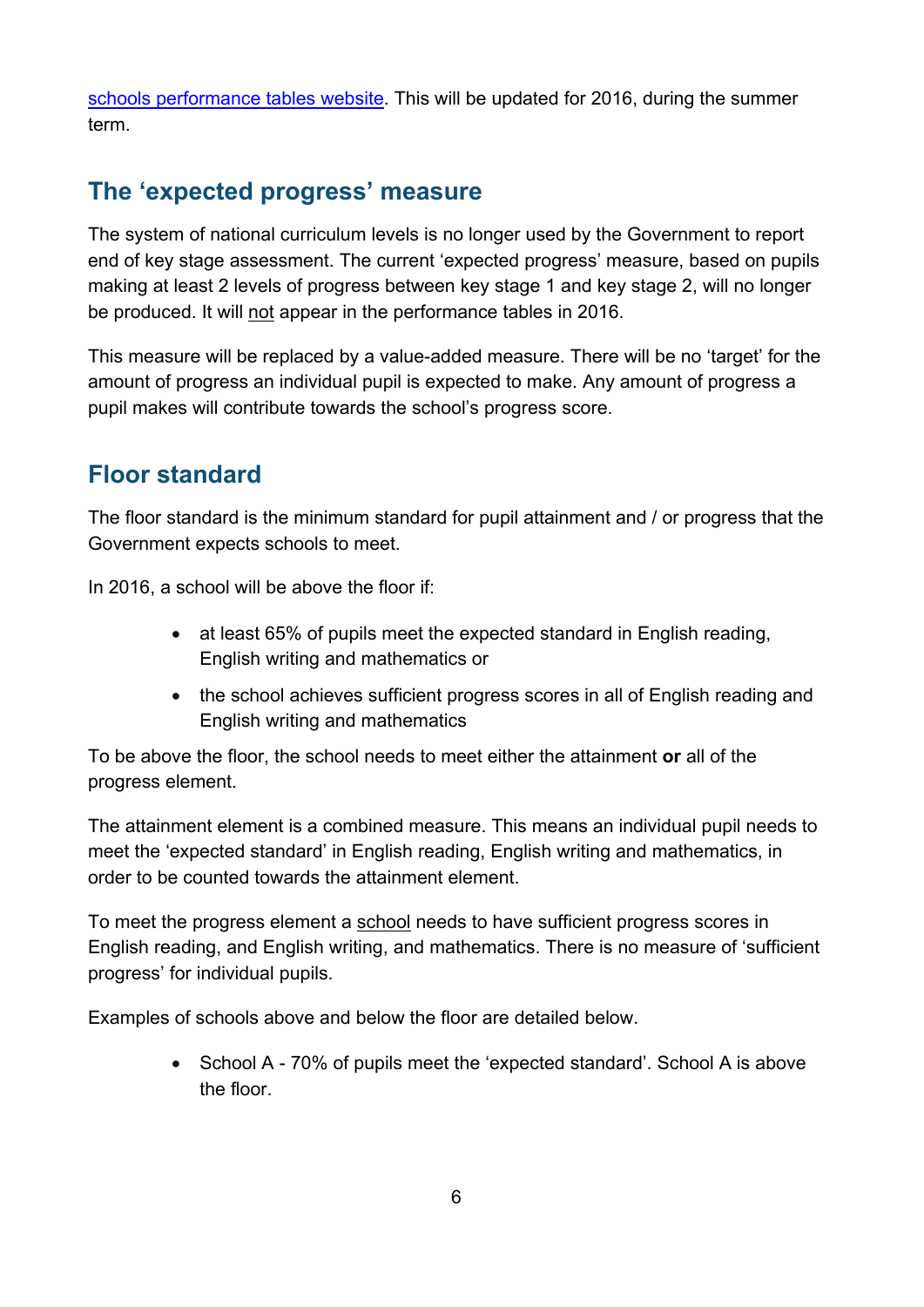[schools performance tables website](). This will be updated for 2016, during the summer term.

## The 'expected progress' measure

The system of national curriculum levels is no longer used by the Government to report end of key stage assessment. The current 'expected progress' measure, based on pupils making at least 2 levels of progress between key stage 1 and key stage 2, will no longer be produced. It will not appear in the performance tables in 2016.

This measure will be replaced by a value-added measure. There will be no 'target' for the amount of progress an individual pupil is expected to make. Any amount of progress a pupil makes will contribute towards the school's progress score.

## Floor standard

The floor standard is the minimum standard for pupil attainment and / or progress that the Government expects schools to meet.

In 2016, a school will be above the floor if:

- at least 65% of pupils meet the expected standard in English reading, English writing and mathematics or
- the school achieves sufficient progress scores in all of English reading and English writing and mathematics

To be above the floor, the school needs to meet either the attainment **or** all of the progress element.

The attainment element is a combined measure. This means an individual pupil needs to meet the 'expected standard' in English reading, English writing and mathematics, in order to be counted towards the attainment element.

To meet the progress element a school needs to have sufficient progress scores in English reading, and English writing, and mathematics. There is no measure of 'sufficient progress' for individual pupils.

Examples of schools above and below the floor are detailed below.

- School A - 70% of pupils meet the 'expected standard'. School A is above the floor.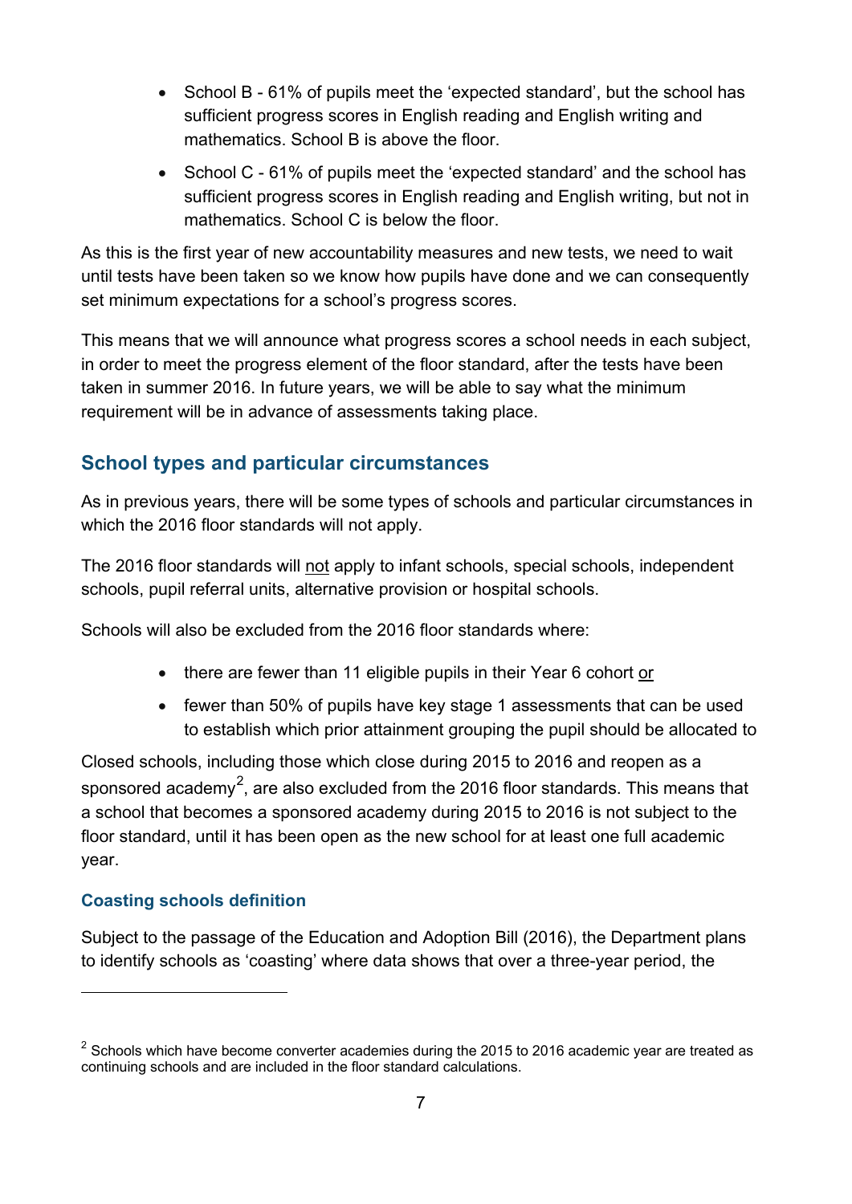- School B - 61% of pupils meet the 'expected standard', but the school has sufficient progress scores in English reading and English writing and mathematics. School B is above the floor.
- School C - 61% of pupils meet the 'expected standard' and the school has sufficient progress scores in English reading and English writing, but not in mathematics. School C is below the floor.

As this is the first year of new accountability measures and new tests, we need to wait until tests have been taken so we know how pupils have done and we can consequently set minimum expectations for a school's progress scores.

This means that we will announce what progress scores a school needs in each subject, in order to meet the progress element of the floor standard, after the tests have been taken in summer 2016. In future years, we will be able to say what the minimum requirement will be in advance of assessments taking place.

## School types and particular circumstances

As in previous years, there will be some types of schools and particular circumstances in which the 2016 floor standards will not apply.

The 2016 floor standards will not apply to infant schools, special schools, independent schools, pupil referral units, alternative provision or hospital schools.

Schools will also be excluded from the 2016 floor standards where:

- there are fewer than 11 eligible pupils in their Year 6 cohort or
- fewer than 50% of pupils have key stage 1 assessments that can be used to establish which prior attainment grouping the pupil should be allocated to

Closed schools, including those which close during 2015 to 2016 and reopen as a sponsored academy[2], are also excluded from the 2016 floor standards. This means that a school that becomes a sponsored academy during 2015 to 2016 is not subject to the floor standard, until it has been open as the new school for at least one full academic year.

### Coasting schools definition

Subject to the passage of the Education and Adoption Bill (2016), the Department plans to identify schools as 'coasting' where data shows that over a three-year period, the

[2] Schools which have become converter academies during the 2015 to 2016 academic year are treated as continuing schools and are included in the floor standard calculations.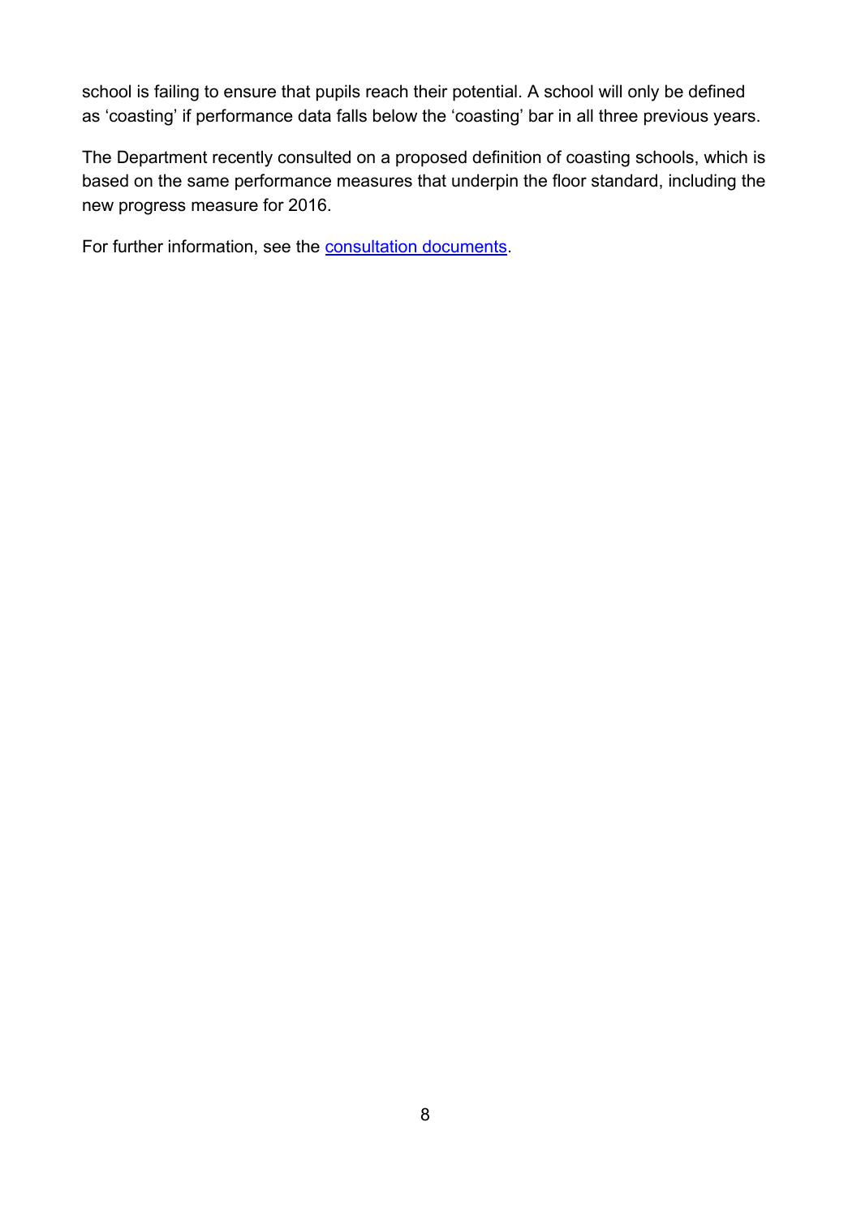school is failing to ensure that pupils reach their potential. A school will only be defined as 'coasting' if performance data falls below the 'coasting' bar in all three previous years.

The Department recently consulted on a proposed definition of coasting schools, which is based on the same performance measures that underpin the floor standard, including the new progress measure for 2016.

For further information, see the consultation documents.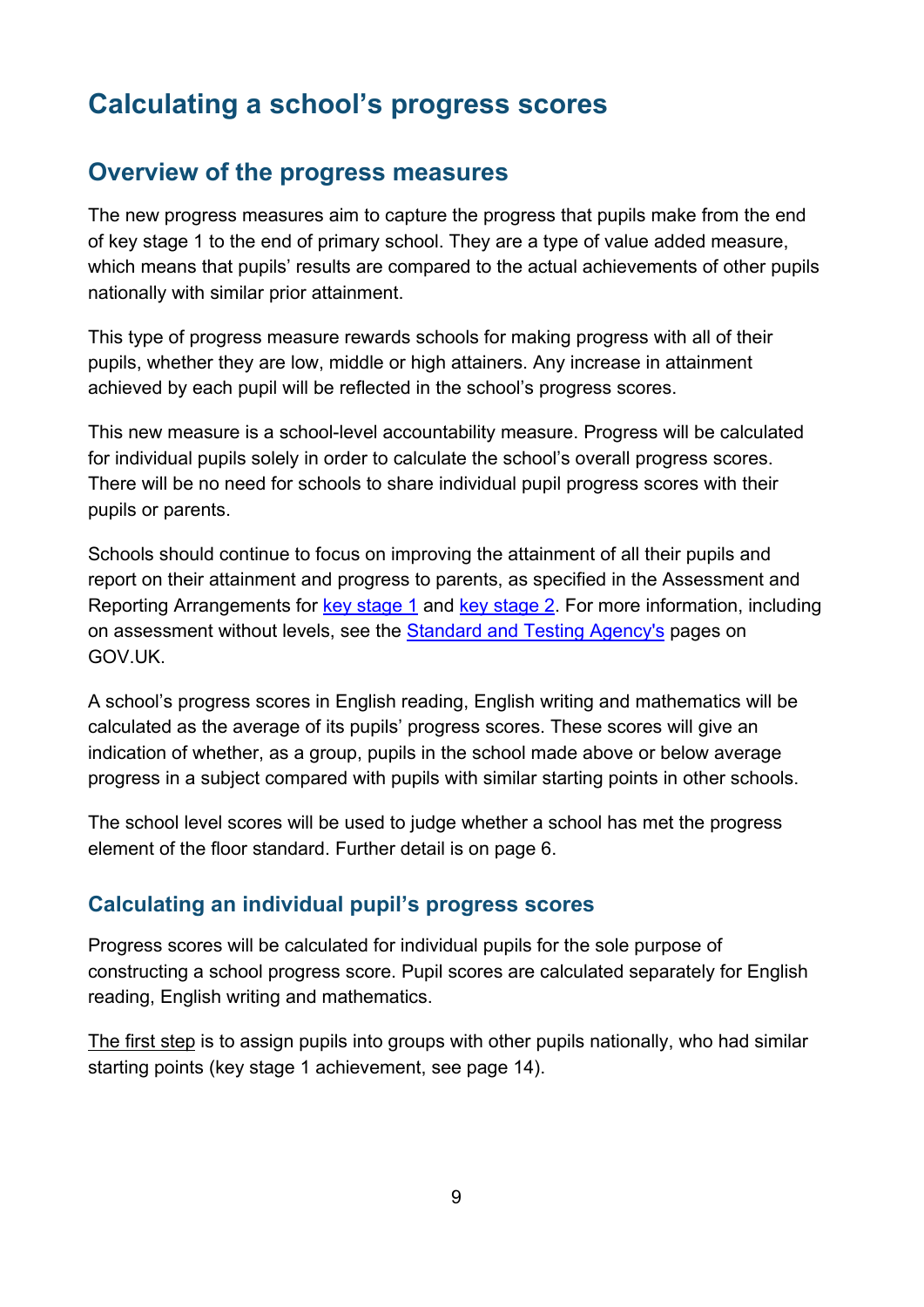# Calculating a school's progress scores

## Overview of the progress measures

The new progress measures aim to capture the progress that pupils make from the end of key stage 1 to the end of primary school. They are a type of value added measure, which means that pupils' results are compared to the actual achievements of other pupils nationally with similar prior attainment.

This type of progress measure rewards schools for making progress with all of their pupils, whether they are low, middle or high attainers. Any increase in attainment achieved by each pupil will be reflected in the school's progress scores.

This new measure is a school-level accountability measure. Progress will be calculated for individual pupils solely in order to calculate the school's overall progress scores. There will be no need for schools to share individual pupil progress scores with their pupils or parents.

Schools should continue to focus on improving the attainment of all their pupils and report on their attainment and progress to parents, as specified in the Assessment and Reporting Arrangements for key stage 1 and key stage 2. For more information, including on assessment without levels, see the Standard and Testing Agency's pages on GOV.UK.

A school's progress scores in English reading, English writing and mathematics will be calculated as the average of its pupils' progress scores. These scores will give an indication of whether, as a group, pupils in the school made above or below average progress in a subject compared with pupils with similar starting points in other schools.

The school level scores will be used to judge whether a school has met the progress element of the floor standard. Further detail is on page 6.

### Calculating an individual pupil's progress scores

Progress scores will be calculated for individual pupils for the sole purpose of constructing a school progress score. Pupil scores are calculated separately for English reading, English writing and mathematics.

The first step is to assign pupils into groups with other pupils nationally, who had similar starting points (key stage 1 achievement, see page 14).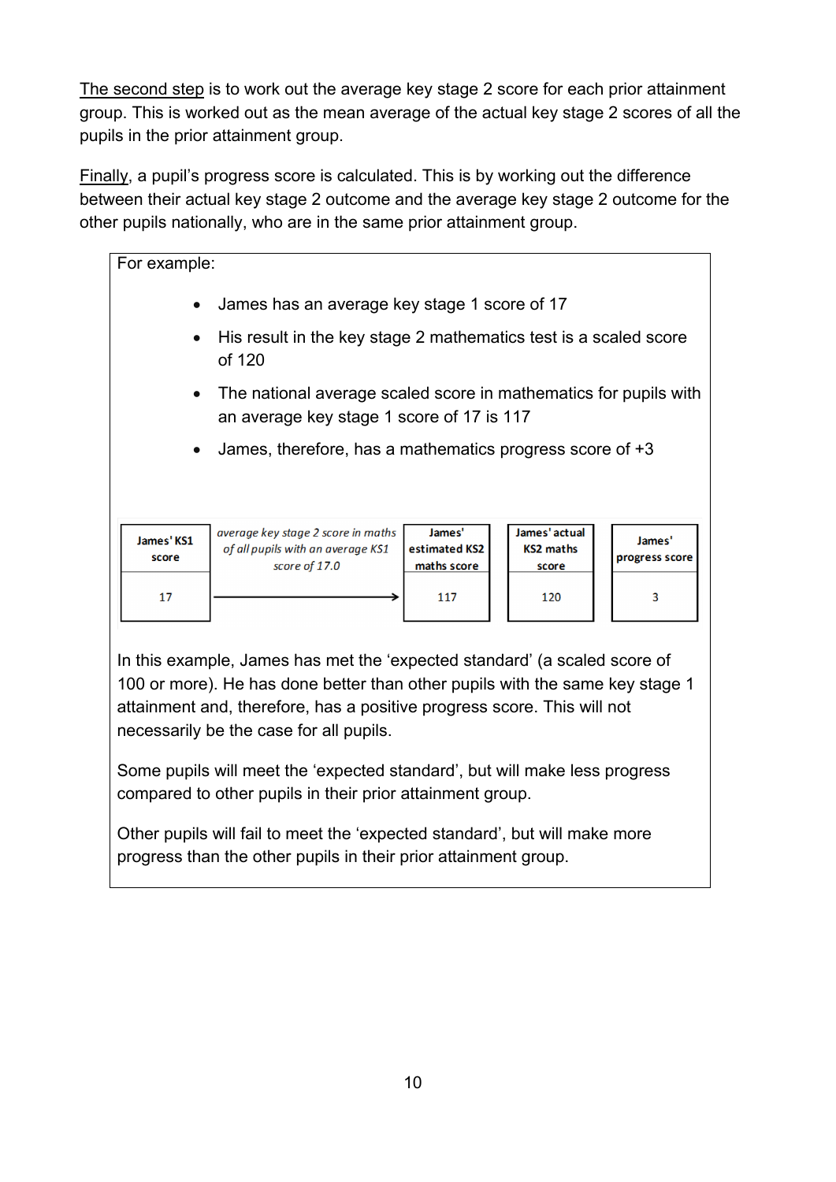The second step is to work out the average key stage 2 score for each prior attainment group. This is worked out as the mean average of the actual key stage 2 scores of all the pupils in the prior attainment group.

Finally, a pupil's progress score is calculated. This is by working out the difference between their actual key stage 2 outcome and the average key stage 2 outcome for the other pupils nationally, who are in the same prior attainment group.

For example:

- James has an average key stage 1 score of 17
- His result in the key stage 2 mathematics test is a scaled score of 120
- The national average scaled score in mathematics for pupils with an average key stage 1 score of 17 is 117
- James, therefore, has a mathematics progress score of +3

| James' KS1 score | *average key stage 2 score in maths of all pupils with an average KS1 score of 17.0* | James' estimated KS2 maths score | James' actual KS2 maths score | James' progress score |
|---|---|---|---|---|
| 17 | → | 117 | 120 | 3 |

In this example, James has met the 'expected standard' (a scaled score of 100 or more). He has done better than other pupils with the same key stage 1 attainment and, therefore, has a positive progress score. This will not necessarily be the case for all pupils.

Some pupils will meet the 'expected standard', but will make less progress compared to other pupils in their prior attainment group.

Other pupils will fail to meet the 'expected standard', but will make more progress than the other pupils in their prior attainment group.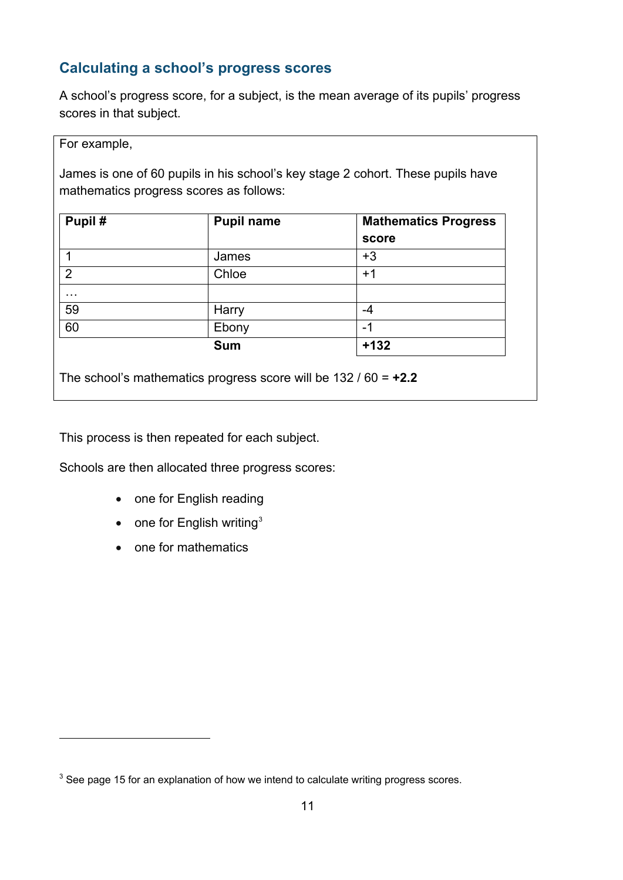## Calculating a school's progress scores

A school's progress score, for a subject, is the mean average of its pupils' progress scores in that subject.

For example,

James is one of 60 pupils in his school's key stage 2 cohort. These pupils have mathematics progress scores as follows:

| Pupil # | Pupil name | Mathematics Progress score |
|---|---|---|
| 1 | James | +3 |
| 2 | Chloe | +1 |
| … | | |
| 59 | Harry | -4 |
| 60 | Ebony | -1 |
| | **Sum** | **+132** |

The school's mathematics progress score will be 132 / 60 = **+2.2**

This process is then repeated for each subject.

Schools are then allocated three progress scores:

- one for English reading
- one for English writing[3]
- one for mathematics

[3] See page 15 for an explanation of how we intend to calculate writing progress scores.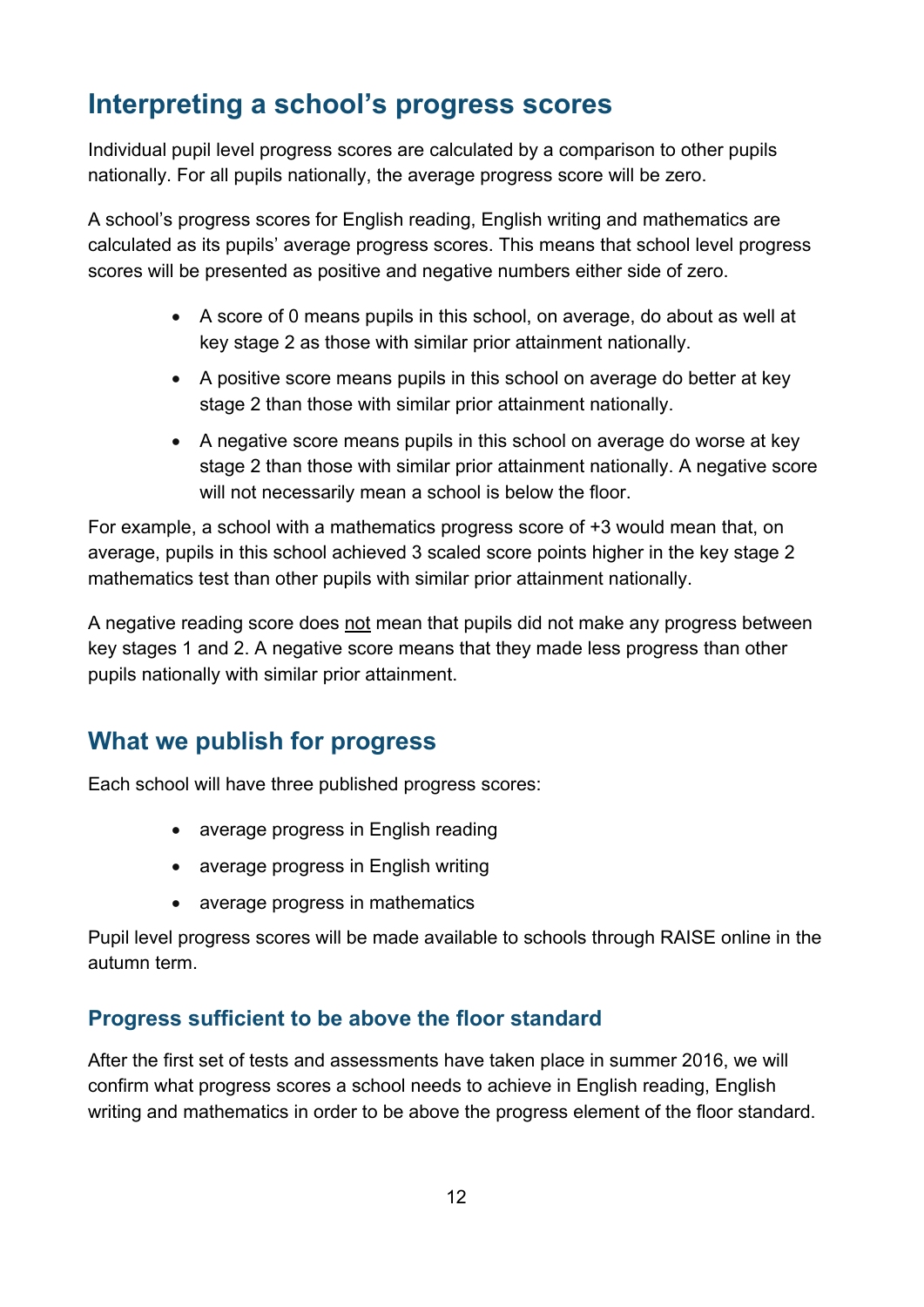## Interpreting a school's progress scores

Individual pupil level progress scores are calculated by a comparison to other pupils nationally. For all pupils nationally, the average progress score will be zero.

A school's progress scores for English reading, English writing and mathematics are calculated as its pupils' average progress scores. This means that school level progress scores will be presented as positive and negative numbers either side of zero.

- A score of 0 means pupils in this school, on average, do about as well at key stage 2 as those with similar prior attainment nationally.
- A positive score means pupils in this school on average do better at key stage 2 than those with similar prior attainment nationally.
- A negative score means pupils in this school on average do worse at key stage 2 than those with similar prior attainment nationally. A negative score will not necessarily mean a school is below the floor.

For example, a school with a mathematics progress score of +3 would mean that, on average, pupils in this school achieved 3 scaled score points higher in the key stage 2 mathematics test than other pupils with similar prior attainment nationally.

A negative reading score does <u>not</u> mean that pupils did not make any progress between key stages 1 and 2. A negative score means that they made less progress than other pupils nationally with similar prior attainment.

## What we publish for progress

Each school will have three published progress scores:

- average progress in English reading
- average progress in English writing
- average progress in mathematics

Pupil level progress scores will be made available to schools through RAISE online in the autumn term.

### Progress sufficient to be above the floor standard

After the first set of tests and assessments have taken place in summer 2016, we will confirm what progress scores a school needs to achieve in English reading, English writing and mathematics in order to be above the progress element of the floor standard.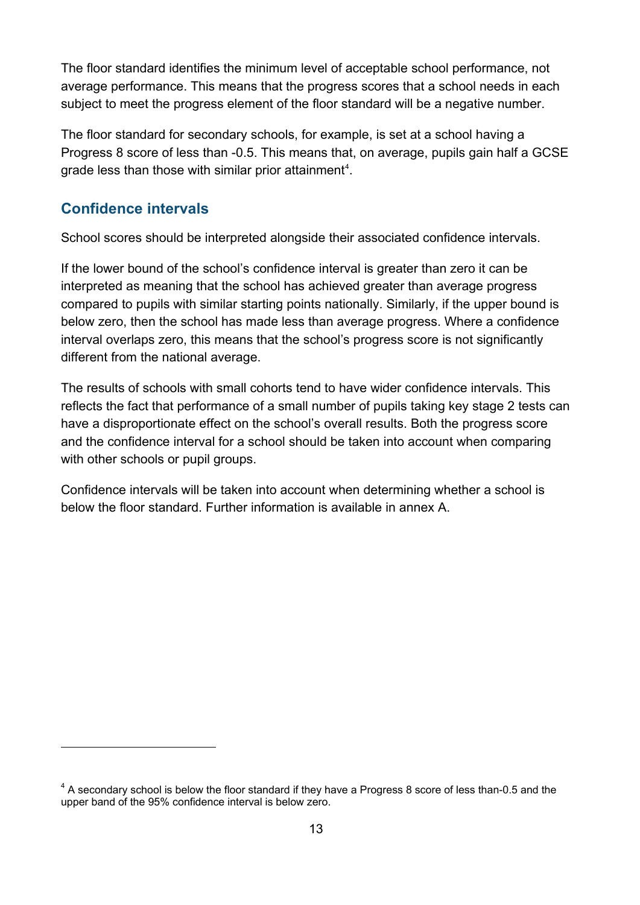The floor standard identifies the minimum level of acceptable school performance, not average performance. This means that the progress scores that a school needs in each subject to meet the progress element of the floor standard will be a negative number.

The floor standard for secondary schools, for example, is set at a school having a Progress 8 score of less than -0.5. This means that, on average, pupils gain half a GCSE grade less than those with similar prior attainment[4].

## Confidence intervals

School scores should be interpreted alongside their associated confidence intervals.

If the lower bound of the school's confidence interval is greater than zero it can be interpreted as meaning that the school has achieved greater than average progress compared to pupils with similar starting points nationally. Similarly, if the upper bound is below zero, then the school has made less than average progress. Where a confidence interval overlaps zero, this means that the school's progress score is not significantly different from the national average.

The results of schools with small cohorts tend to have wider confidence intervals. This reflects the fact that performance of a small number of pupils taking key stage 2 tests can have a disproportionate effect on the school's overall results. Both the progress score and the confidence interval for a school should be taken into account when comparing with other schools or pupil groups.

Confidence intervals will be taken into account when determining whether a school is below the floor standard. Further information is available in annex A.

---

[4] A secondary school is below the floor standard if they have a Progress 8 score of less than-0.5 and the upper band of the 95% confidence interval is below zero.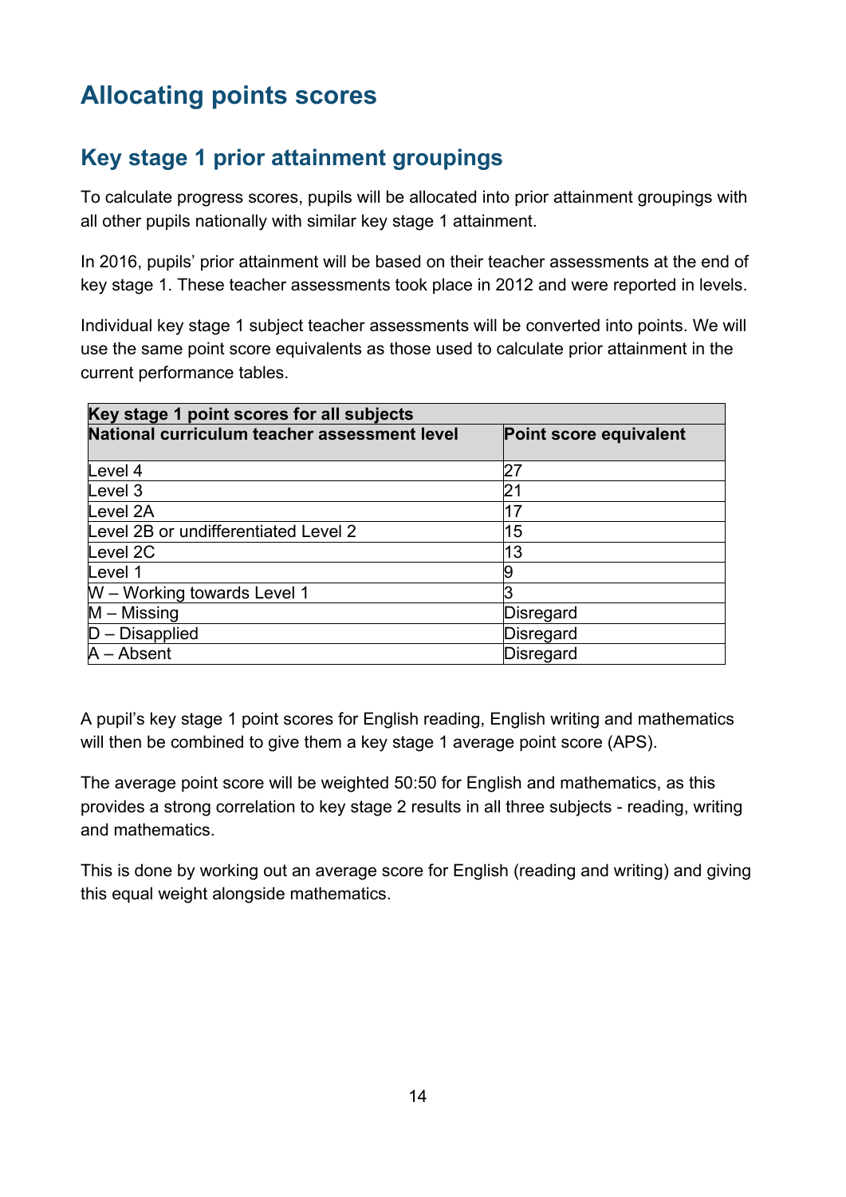# Allocating points scores

## Key stage 1 prior attainment groupings

To calculate progress scores, pupils will be allocated into prior attainment groupings with all other pupils nationally with similar key stage 1 attainment.

In 2016, pupils' prior attainment will be based on their teacher assessments at the end of key stage 1. These teacher assessments took place in 2012 and were reported in levels.

Individual key stage 1 subject teacher assessments will be converted into points. We will use the same point score equivalents as those used to calculate prior attainment in the current performance tables.

| **Key stage 1 point scores for all subjects** | |
|---|---|
| **National curriculum teacher assessment level** | **Point score equivalent** |
| Level 4 | 27 |
| Level 3 | 21 |
| Level 2A | 17 |
| Level 2B or undifferentiated Level 2 | 15 |
| Level 2C | 13 |
| Level 1 | 9 |
| W – Working towards Level 1 | 3 |
| M – Missing | Disregard |
| D – Disapplied | Disregard |
| A – Absent | Disregard |

A pupil's key stage 1 point scores for English reading, English writing and mathematics will then be combined to give them a key stage 1 average point score (APS).

The average point score will be weighted 50:50 for English and mathematics, as this provides a strong correlation to key stage 2 results in all three subjects - reading, writing and mathematics.

This is done by working out an average score for English (reading and writing) and giving this equal weight alongside mathematics.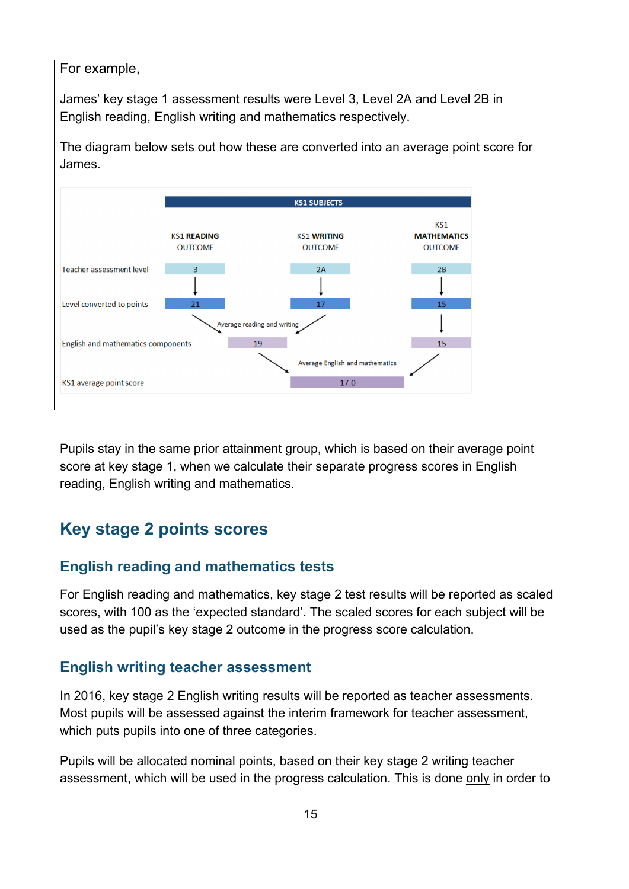For example,

James' key stage 1 assessment results were Level 3, Level 2A and Level 2B in English reading, English writing and mathematics respectively.

The diagram below sets out how these are converted into an average point score for James.

| | KS1 READING OUTCOME | KS1 WRITING OUTCOME | KS1 MATHEMATICS OUTCOME |
|---|---|---|---|
| Teacher assessment level | 3 | 2A | 2B |
| Level converted to points | 21 | 17 | 15 |
| English and mathematics components | 19 (Average reading and writing) | | 15 |
| KS1 average point score | 17.0 (Average English and mathematics) | | |

Pupils stay in the same prior attainment group, which is based on their average point score at key stage 1, when we calculate their separate progress scores in English reading, English writing and mathematics.

## Key stage 2 points scores

### English reading and mathematics tests

For English reading and mathematics, key stage 2 test results will be reported as scaled scores, with 100 as the 'expected standard'. The scaled scores for each subject will be used as the pupil's key stage 2 outcome in the progress score calculation.

### English writing teacher assessment

In 2016, key stage 2 English writing results will be reported as teacher assessments. Most pupils will be assessed against the interim framework for teacher assessment, which puts pupils into one of three categories.

Pupils will be allocated nominal points, based on their key stage 2 writing teacher assessment, which will be used in the progress calculation. This is done only in order to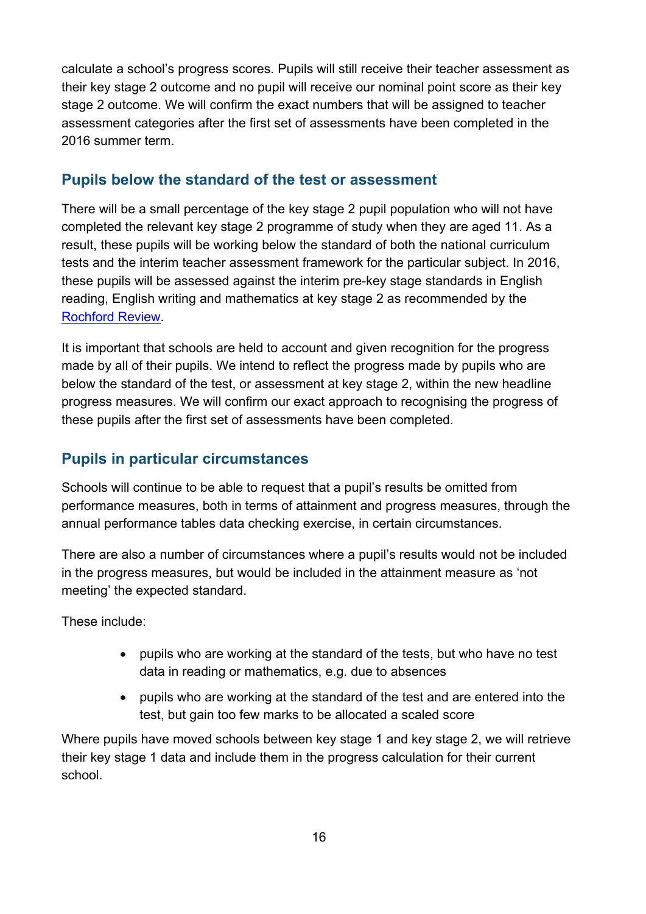calculate a school's progress scores. Pupils will still receive their teacher assessment as their key stage 2 outcome and no pupil will receive our nominal point score as their key stage 2 outcome. We will confirm the exact numbers that will be assigned to teacher assessment categories after the first set of assessments have been completed in the 2016 summer term.

## Pupils below the standard of the test or assessment

There will be a small percentage of the key stage 2 pupil population who will not have completed the relevant key stage 2 programme of study when they are aged 11. As a result, these pupils will be working below the standard of both the national curriculum tests and the interim teacher assessment framework for the particular subject. In 2016, these pupils will be assessed against the interim pre-key stage standards in English reading, English writing and mathematics at key stage 2 as recommended by the Rochford Review.

It is important that schools are held to account and given recognition for the progress made by all of their pupils. We intend to reflect the progress made by pupils who are below the standard of the test, or assessment at key stage 2, within the new headline progress measures. We will confirm our exact approach to recognising the progress of these pupils after the first set of assessments have been completed.

## Pupils in particular circumstances

Schools will continue to be able to request that a pupil's results be omitted from performance measures, both in terms of attainment and progress measures, through the annual performance tables data checking exercise, in certain circumstances.

There are also a number of circumstances where a pupil's results would not be included in the progress measures, but would be included in the attainment measure as 'not meeting' the expected standard.

These include:

- pupils who are working at the standard of the tests, but who have no test data in reading or mathematics, e.g. due to absences
- pupils who are working at the standard of the test and are entered into the test, but gain too few marks to be allocated a scaled score

Where pupils have moved schools between key stage 1 and key stage 2, we will retrieve their key stage 1 data and include them in the progress calculation for their current school.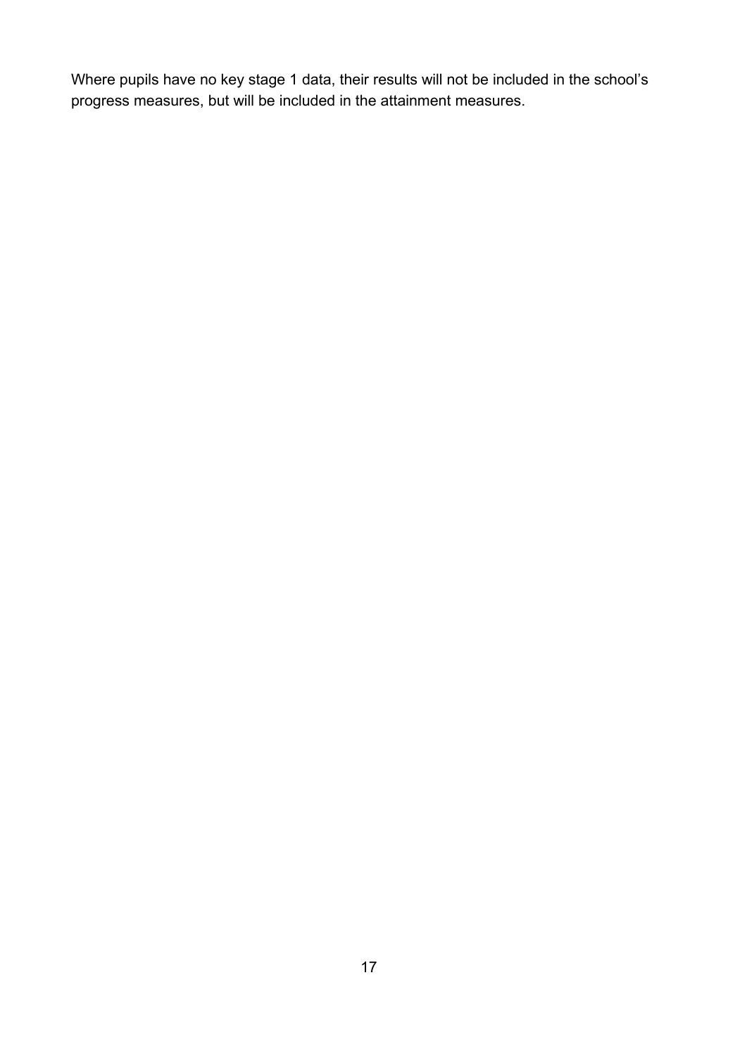Where pupils have no key stage 1 data, their results will not be included in the school's progress measures, but will be included in the attainment measures.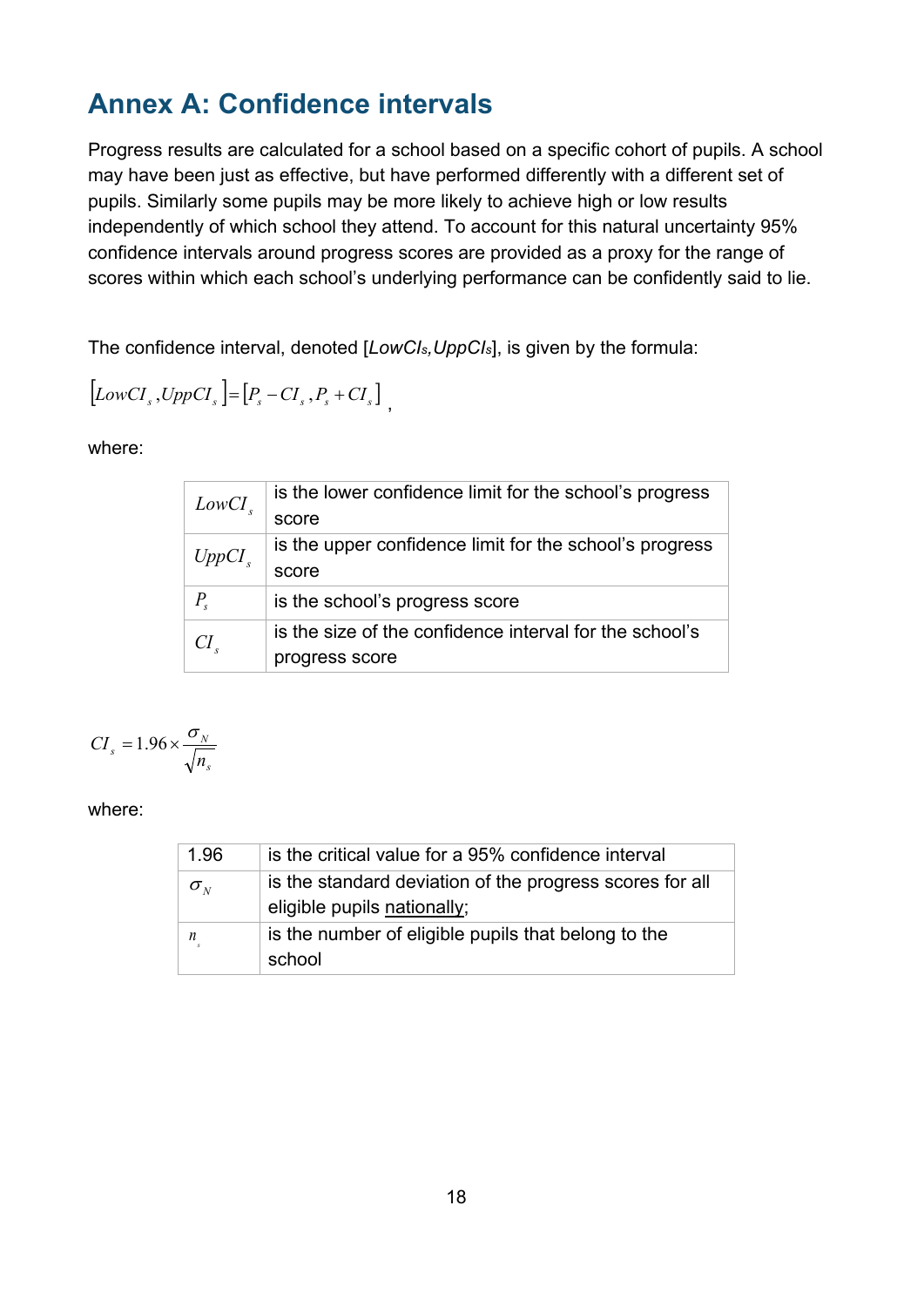## Annex A: Confidence intervals

Progress results are calculated for a school based on a specific cohort of pupils. A school may have been just as effective, but have performed differently with a different set of pupils. Similarly some pupils may be more likely to achieve high or low results independently of which school they attend. To account for this natural uncertainty 95% confidence intervals around progress scores are provided as a proxy for the range of scores within which each school's underlying performance can be confidently said to lie.

The confidence interval, denoted [*LowCIs,UppCIs*], is given by the formula:

$$\left[LowCI_s, UppCI_s\right] = \left[P_s - CI_s, P_s + CI_s\right],$$

where:

| | |
|---|---|
| $LowCI_s$ | is the lower confidence limit for the school's progress score |
| $UppCI_s$ | is the upper confidence limit for the school's progress score |
| $P_s$ | is the school's progress score |
| $CI_s$ | is the size of the confidence interval for the school's progress score |

$$CI_s = 1.96 \times \frac{\sigma_N}{\sqrt{n_s}}$$

where:

| | |
|---|---|
| 1.96 | is the critical value for a 95% confidence interval |
| $\sigma_N$ | is the standard deviation of the progress scores for all eligible pupils nationally; |
| $n_s$ | is the number of eligible pupils that belong to the school |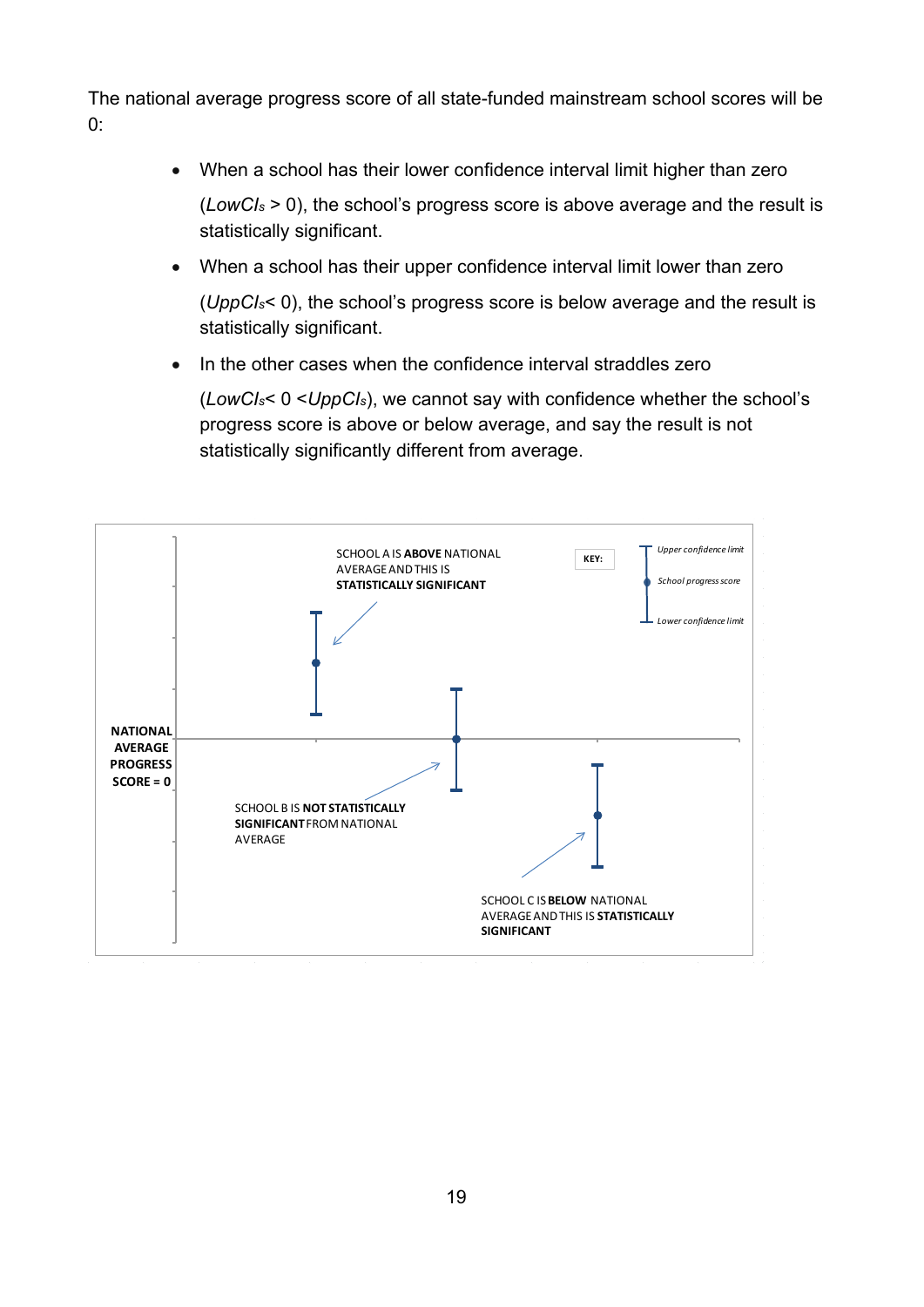The national average progress score of all state-funded mainstream school scores will be 0:

- When a school has their lower confidence interval limit higher than zero ($LowCI_s > 0$), the school's progress score is above average and the result is statistically significant.
- When a school has their upper confidence interval limit lower than zero ($UppCI_s < 0$), the school's progress score is below average and the result is statistically significant.
- In the other cases when the confidence interval straddles zero ($LowCI_s < 0 < UppCI_s$), we cannot say with confidence whether the school's progress score is above or below average, and say the result is not statistically significantly different from average.

NATIONAL AVERAGE PROGRESS SCORE = 0

SCHOOL A IS **ABOVE** NATIONAL AVERAGE AND THIS IS **STATISTICALLY SIGNIFICANT**

SCHOOL B IS **NOT STATISTICALLY SIGNIFICANT** FROM NATIONAL AVERAGE

SCHOOL C IS **BELOW** NATIONAL AVERAGE AND THIS IS **STATISTICALLY SIGNIFICANT**

KEY: *Upper confidence limit*, *School progress score*, *Lower confidence limit*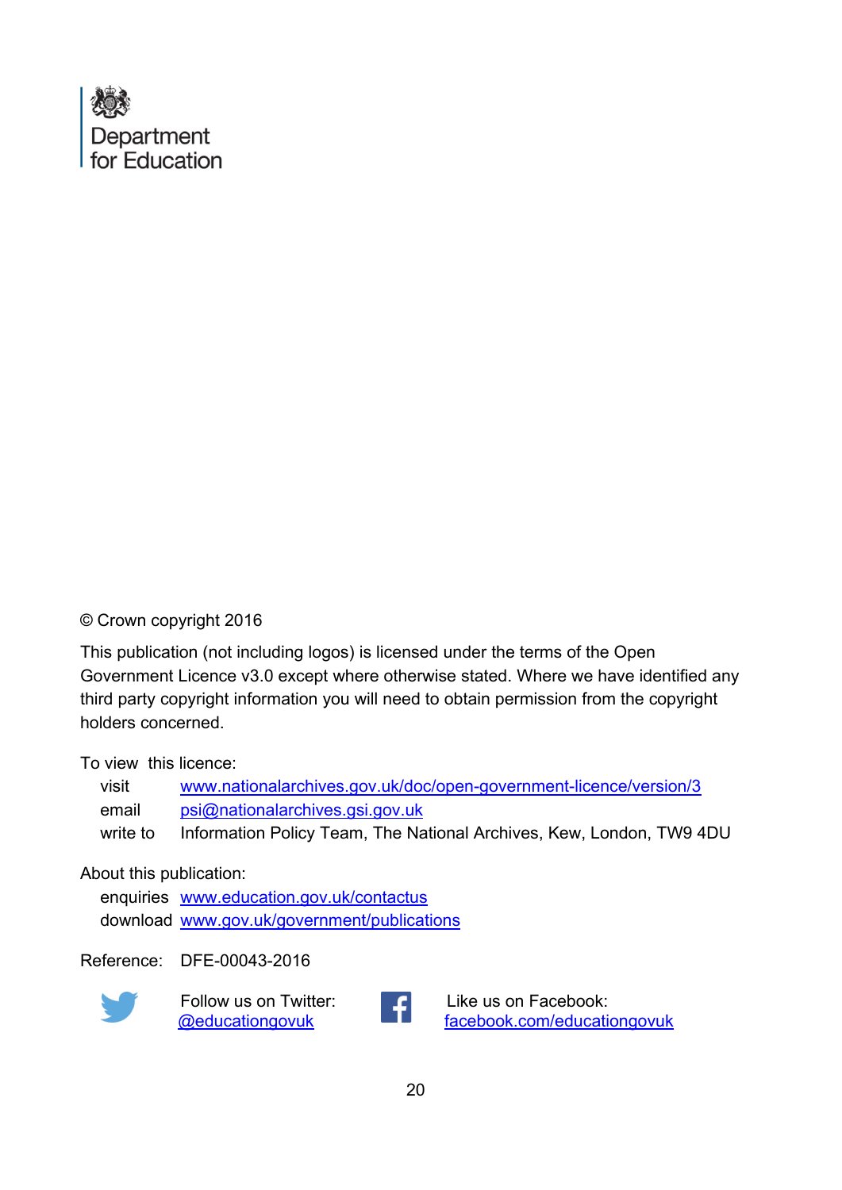Department for Education

© Crown copyright 2016

This publication (not including logos) is licensed under the terms of the Open Government Licence v3.0 except where otherwise stated. Where we have identified any third party copyright information you will need to obtain permission from the copyright holders concerned.

To view this licence:

visit www.nationalarchives.gov.uk/doc/open-government-licence/version/3
email psi@nationalarchives.gsi.gov.uk
write to Information Policy Team, The National Archives, Kew, London, TW9 4DU

About this publication:

enquiries www.education.gov.uk/contactus
download www.gov.uk/government/publications

Reference: DFE-00043-2016

Follow us on Twitter: @educationgovuk

Like us on Facebook: facebook.com/educationgovuk